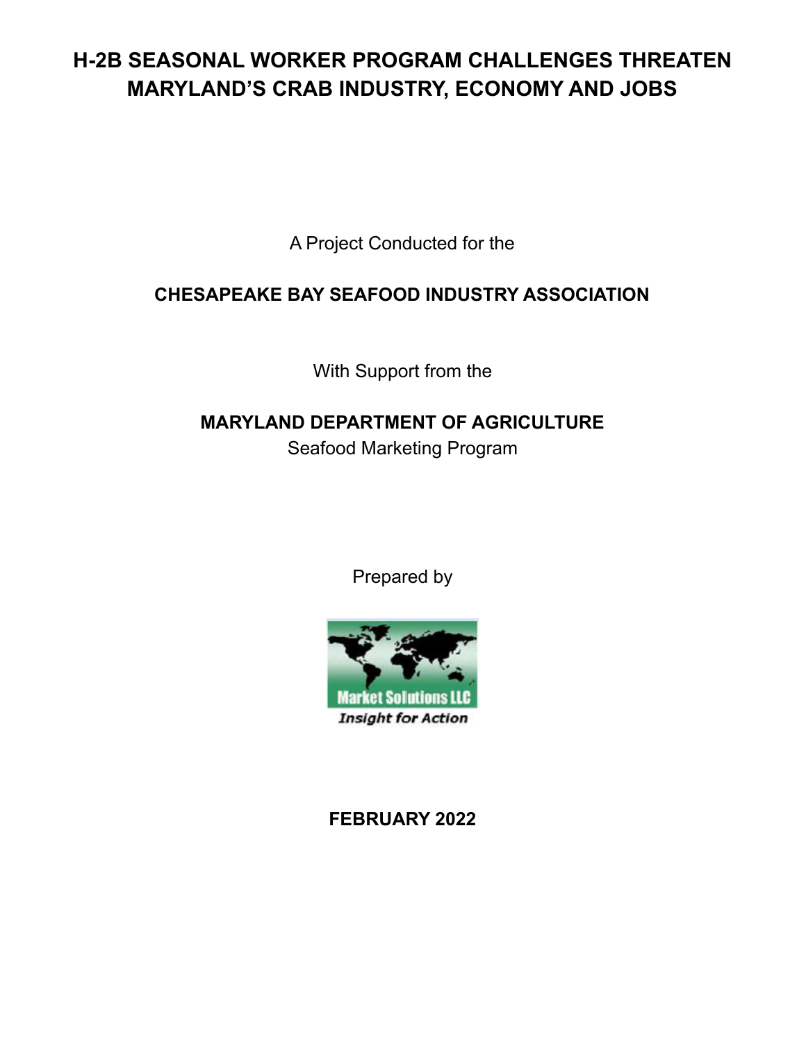# H-2B SEASONAL WORKER PROGRAM CHALLENGES THREATEN MARYLAND'S CRAB INDUSTRY, ECONOMY AND JOBS

A Project Conducted for the

**CHESAPEAKE BAY SEAFOOD INDUSTRY ASSOCIATION**

With Support from the

**MARYLAND DEPARTMENT OF AGRICULTURE**

Seafood Marketing Program

Prepared by

Market Solutions LLC

*Insight for Action*

**FEBRUARY 2022**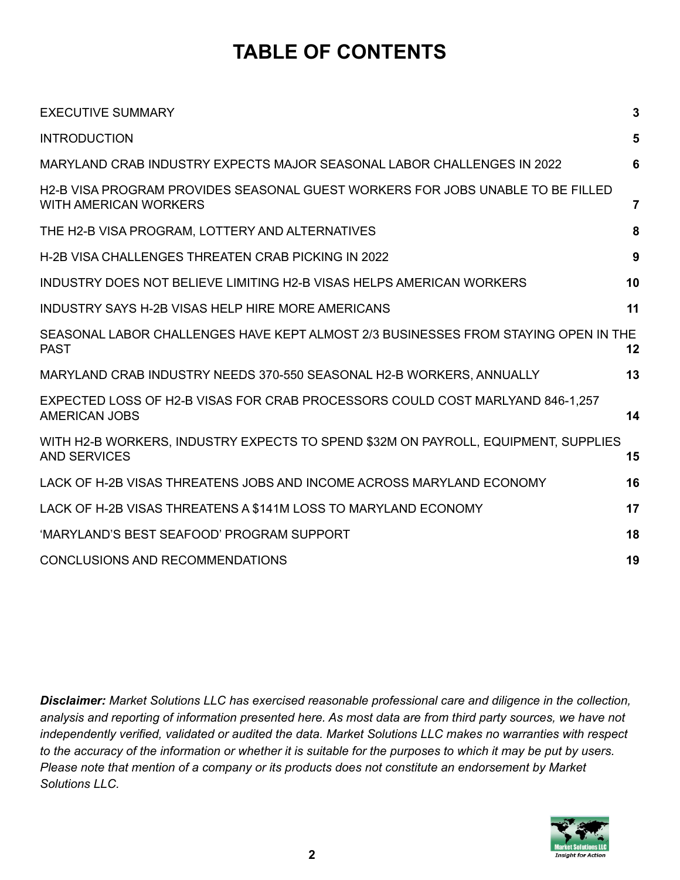# TABLE OF CONTENTS

| | |
|---|---|
| EXECUTIVE SUMMARY | 3 |
| INTRODUCTION | 5 |
| MARYLAND CRAB INDUSTRY EXPECTS MAJOR SEASONAL LABOR CHALLENGES IN 2022 | 6 |
| H2-B VISA PROGRAM PROVIDES SEASONAL GUEST WORKERS FOR JOBS UNABLE TO BE FILLED WITH AMERICAN WORKERS | 7 |
| THE H2-B VISA PROGRAM, LOTTERY AND ALTERNATIVES | 8 |
| H-2B VISA CHALLENGES THREATEN CRAB PICKING IN 2022 | 9 |
| INDUSTRY DOES NOT BELIEVE LIMITING H2-B VISAS HELPS AMERICAN WORKERS | 10 |
| INDUSTRY SAYS H-2B VISAS HELP HIRE MORE AMERICANS | 11 |
| SEASONAL LABOR CHALLENGES HAVE KEPT ALMOST 2/3 BUSINESSES FROM STAYING OPEN IN THE PAST | 12 |
| MARYLAND CRAB INDUSTRY NEEDS 370-550 SEASONAL H2-B WORKERS, ANNUALLY | 13 |
| EXPECTED LOSS OF H2-B VISAS FOR CRAB PROCESSORS COULD COST MARLYAND 846-1,257 AMERICAN JOBS | 14 |
| WITH H2-B WORKERS, INDUSTRY EXPECTS TO SPEND $32M ON PAYROLL, EQUIPMENT, SUPPLIES AND SERVICES | 15 |
| LACK OF H-2B VISAS THREATENS JOBS AND INCOME ACROSS MARYLAND ECONOMY | 16 |
| LACK OF H-2B VISAS THREATENS A $141M LOSS TO MARYLAND ECONOMY | 17 |
| 'MARYLAND'S BEST SEAFOOD' PROGRAM SUPPORT | 18 |
| CONCLUSIONS AND RECOMMENDATIONS | 19 |

***Disclaimer:*** *Market Solutions LLC has exercised reasonable professional care and diligence in the collection, analysis and reporting of information presented here. As most data are from third party sources, we have not independently verified, validated or audited the data. Market Solutions LLC makes no warranties with respect to the accuracy of the information or whether it is suitable for the purposes to which it may be put by users. Please note that mention of a company or its products does not constitute an endorsement by Market Solutions LLC.*

Market Solutions LLC
*Insight for Action*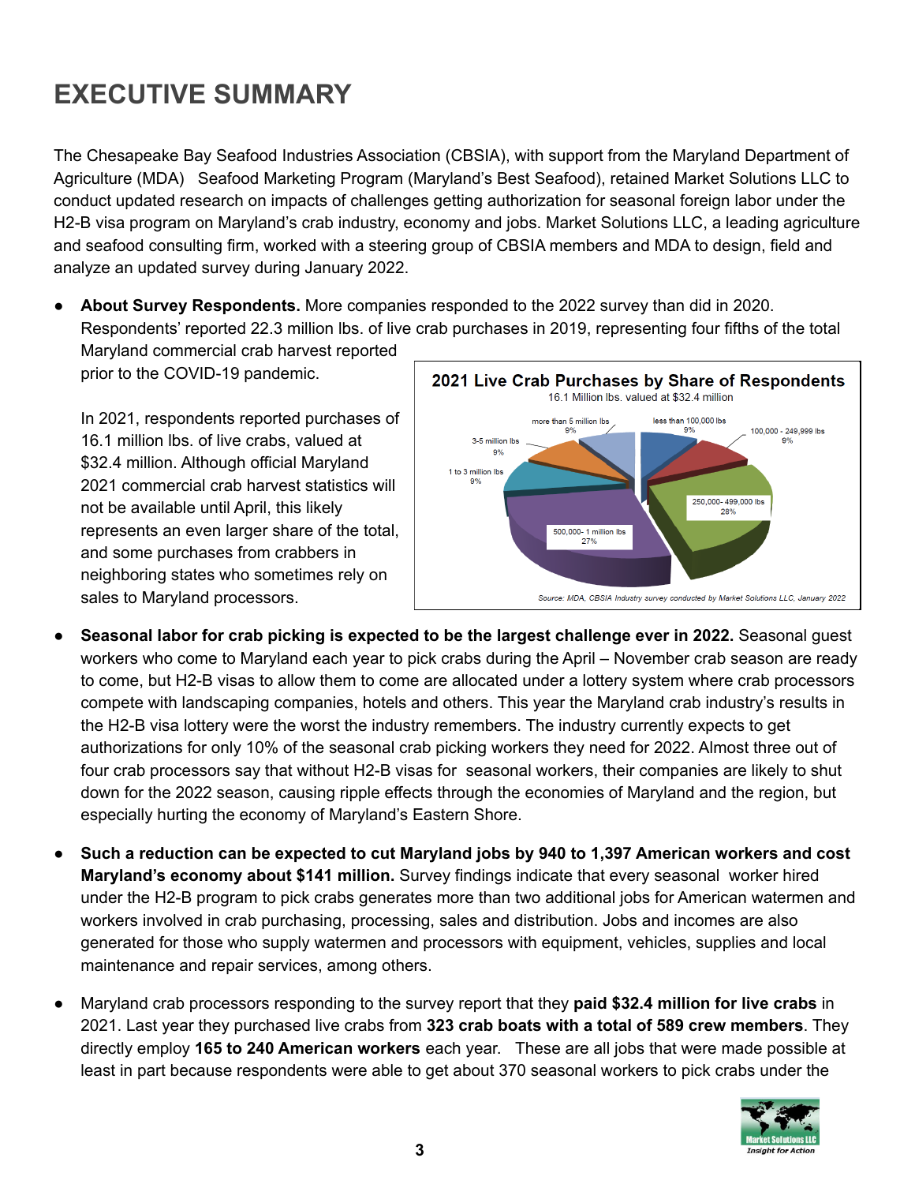# EXECUTIVE SUMMARY

The Chesapeake Bay Seafood Industries Association (CBSIA), with support from the Maryland Department of Agriculture (MDA) Seafood Marketing Program (Maryland's Best Seafood), retained Market Solutions LLC to conduct updated research on impacts of challenges getting authorization for seasonal foreign labor under the H2-B visa program on Maryland's crab industry, economy and jobs. Market Solutions LLC, a leading agriculture and seafood consulting firm, worked with a steering group of CBSIA members and MDA to design, field and analyze an updated survey during January 2022.

- **About Survey Respondents.** More companies responded to the 2022 survey than did in 2020. Respondents' reported 22.3 million lbs. of live crab purchases in 2019, representing four fifths of the total Maryland commercial crab harvest reported prior to the COVID-19 pandemic.

  In 2021, respondents reported purchases of 16.1 million lbs. of live crabs, valued at $32.4 million. Although official Maryland 2021 commercial crab harvest statistics will not be available until April, this likely represents an even larger share of the total, and some purchases from crabbers in neighboring states who sometimes rely on sales to Maryland processors.

**2021 Live Crab Purchases by Share of Respondents**
16.1 Million lbs. valued at $32.4 million

less than 100,000 lbs 9%
100,000 - 249,999 lbs 9%
250,000- 499,000 lbs 28%
500,000- 1 million lbs 27%
1 to 3 million lbs 9%
3-5 million lbs 9%
more than 5 million lbs 9%

Source: MDA, CBSIA Industry survey conducted by Market Solutions LLC, January 2022

- **Seasonal labor for crab picking is expected to be the largest challenge ever in 2022.** Seasonal guest workers who come to Maryland each year to pick crabs during the April – November crab season are ready to come, but H2-B visas to allow them to come are allocated under a lottery system where crab processors compete with landscaping companies, hotels and others. This year the Maryland crab industry's results in the H2-B visa lottery were the worst the industry remembers. The industry currently expects to get authorizations for only 10% of the seasonal crab picking workers they need for 2022. Almost three out of four crab processors say that without H2-B visas for seasonal workers, their companies are likely to shut down for the 2022 season, causing ripple effects through the economies of Maryland and the region, but especially hurting the economy of Maryland's Eastern Shore.

- **Such a reduction can be expected to cut Maryland jobs by 940 to 1,397 American workers and cost Maryland's economy about $141 million.** Survey findings indicate that every seasonal worker hired under the H2-B program to pick crabs generates more than two additional jobs for American watermen and workers involved in crab purchasing, processing, sales and distribution. Jobs and incomes are also generated for those who supply watermen and processors with equipment, vehicles, supplies and local maintenance and repair services, among others.

- Maryland crab processors responding to the survey report that they **paid $32.4 million for live crabs** in 2021. Last year they purchased live crabs from **323 crab boats with a total of 589 crew members**. They directly employ **165 to 240 American workers** each year. These are all jobs that were made possible at least in part because respondents were able to get about 370 seasonal workers to pick crabs under the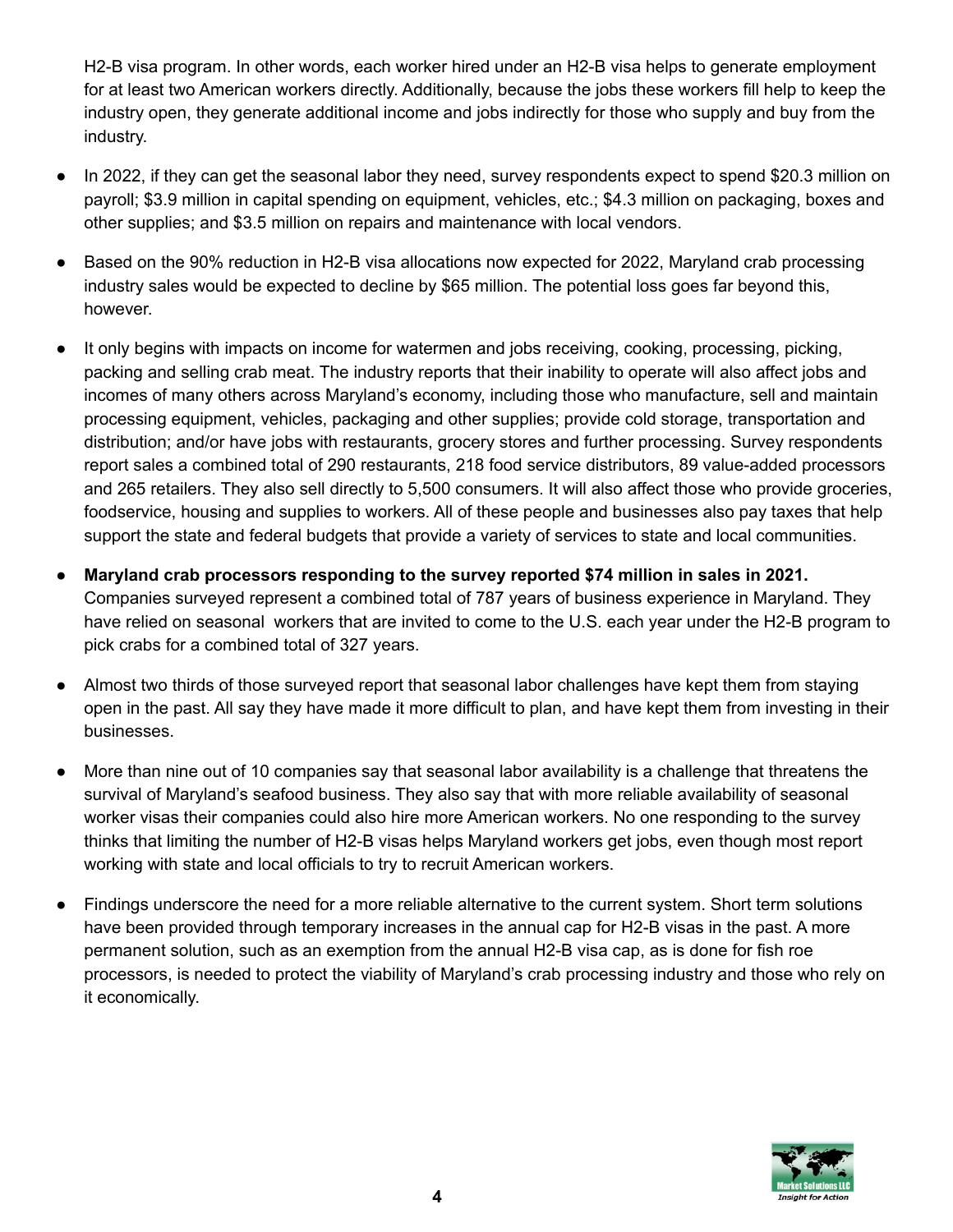H2-B visa program. In other words, each worker hired under an H2-B visa helps to generate employment for at least two American workers directly. Additionally, because the jobs these workers fill help to keep the industry open, they generate additional income and jobs indirectly for those who supply and buy from the industry.

- In 2022, if they can get the seasonal labor they need, survey respondents expect to spend $20.3 million on payroll; $3.9 million in capital spending on equipment, vehicles, etc.; $4.3 million on packaging, boxes and other supplies; and $3.5 million on repairs and maintenance with local vendors.
- Based on the 90% reduction in H2-B visa allocations now expected for 2022, Maryland crab processing industry sales would be expected to decline by $65 million. The potential loss goes far beyond this, however.
- It only begins with impacts on income for watermen and jobs receiving, cooking, processing, picking, packing and selling crab meat. The industry reports that their inability to operate will also affect jobs and incomes of many others across Maryland's economy, including those who manufacture, sell and maintain processing equipment, vehicles, packaging and other supplies; provide cold storage, transportation and distribution; and/or have jobs with restaurants, grocery stores and further processing. Survey respondents report sales a combined total of 290 restaurants, 218 food service distributors, 89 value-added processors and 265 retailers. They also sell directly to 5,500 consumers. It will also affect those who provide groceries, foodservice, housing and supplies to workers. All of these people and businesses also pay taxes that help support the state and federal budgets that provide a variety of services to state and local communities.
- **Maryland crab processors responding to the survey reported $74 million in sales in 2021.** Companies surveyed represent a combined total of 787 years of business experience in Maryland. They have relied on seasonal workers that are invited to come to the U.S. each year under the H2-B program to pick crabs for a combined total of 327 years.
- Almost two thirds of those surveyed report that seasonal labor challenges have kept them from staying open in the past. All say they have made it more difficult to plan, and have kept them from investing in their businesses.
- More than nine out of 10 companies say that seasonal labor availability is a challenge that threatens the survival of Maryland's seafood business. They also say that with more reliable availability of seasonal worker visas their companies could also hire more American workers. No one responding to the survey thinks that limiting the number of H2-B visas helps Maryland workers get jobs, even though most report working with state and local officials to try to recruit American workers.
- Findings underscore the need for a more reliable alternative to the current system. Short term solutions have been provided through temporary increases in the annual cap for H2-B visas in the past. A more permanent solution, such as an exemption from the annual H2-B visa cap, as is done for fish roe processors, is needed to protect the viability of Maryland's crab processing industry and those who rely on it economically.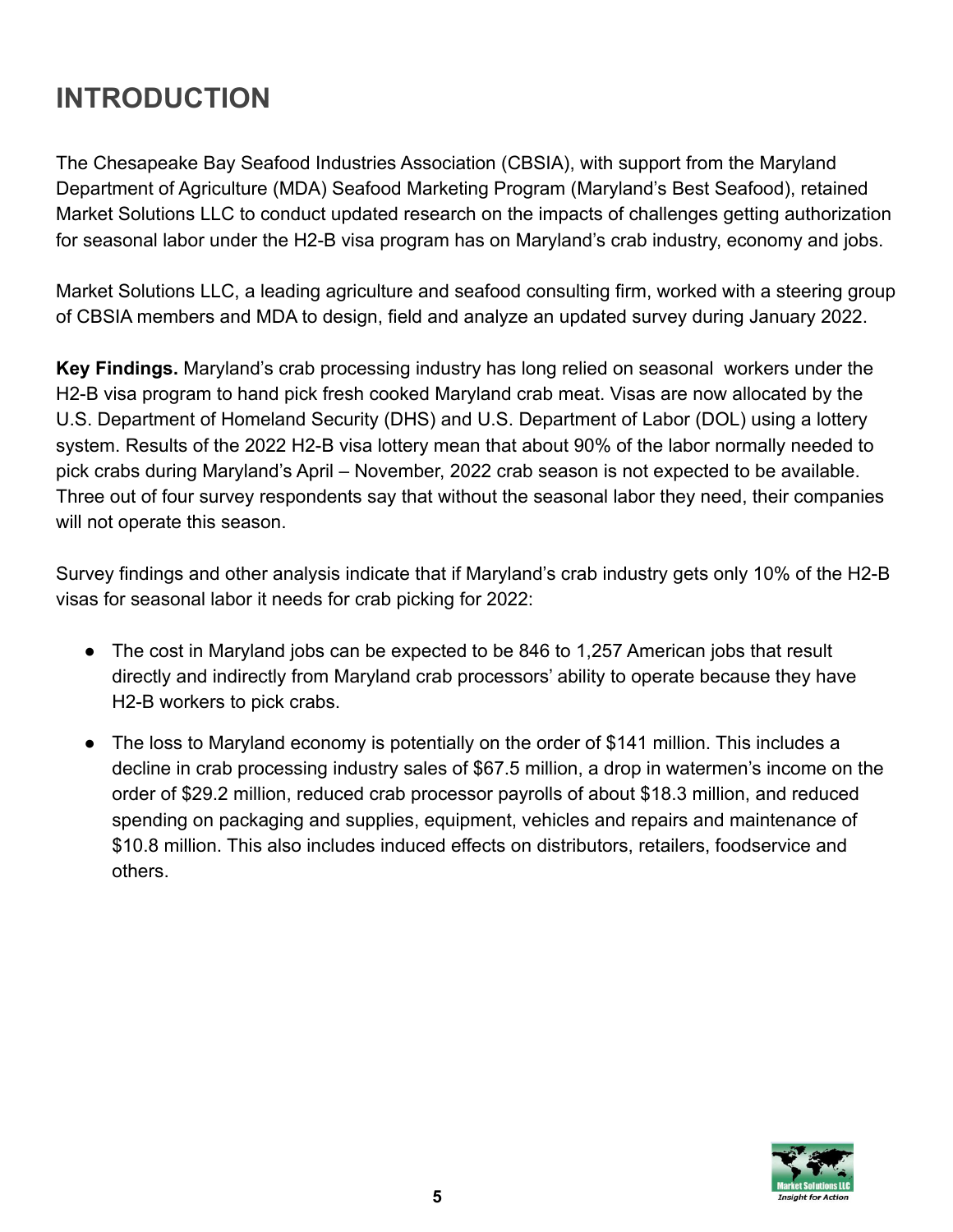# INTRODUCTION

The Chesapeake Bay Seafood Industries Association (CBSIA), with support from the Maryland Department of Agriculture (MDA) Seafood Marketing Program (Maryland's Best Seafood), retained Market Solutions LLC to conduct updated research on the impacts of challenges getting authorization for seasonal labor under the H2-B visa program has on Maryland's crab industry, economy and jobs.

Market Solutions LLC, a leading agriculture and seafood consulting firm, worked with a steering group of CBSIA members and MDA to design, field and analyze an updated survey during January 2022.

**Key Findings.** Maryland's crab processing industry has long relied on seasonal workers under the H2-B visa program to hand pick fresh cooked Maryland crab meat. Visas are now allocated by the U.S. Department of Homeland Security (DHS) and U.S. Department of Labor (DOL) using a lottery system. Results of the 2022 H2-B visa lottery mean that about 90% of the labor normally needed to pick crabs during Maryland's April – November, 2022 crab season is not expected to be available. Three out of four survey respondents say that without the seasonal labor they need, their companies will not operate this season.

Survey findings and other analysis indicate that if Maryland's crab industry gets only 10% of the H2-B visas for seasonal labor it needs for crab picking for 2022:

- The cost in Maryland jobs can be expected to be 846 to 1,257 American jobs that result directly and indirectly from Maryland crab processors' ability to operate because they have H2-B workers to pick crabs.
- The loss to Maryland economy is potentially on the order of $141 million. This includes a decline in crab processing industry sales of $67.5 million, a drop in watermen's income on the order of $29.2 million, reduced crab processor payrolls of about $18.3 million, and reduced spending on packaging and supplies, equipment, vehicles and repairs and maintenance of $10.8 million. This also includes induced effects on distributors, retailers, foodservice and others.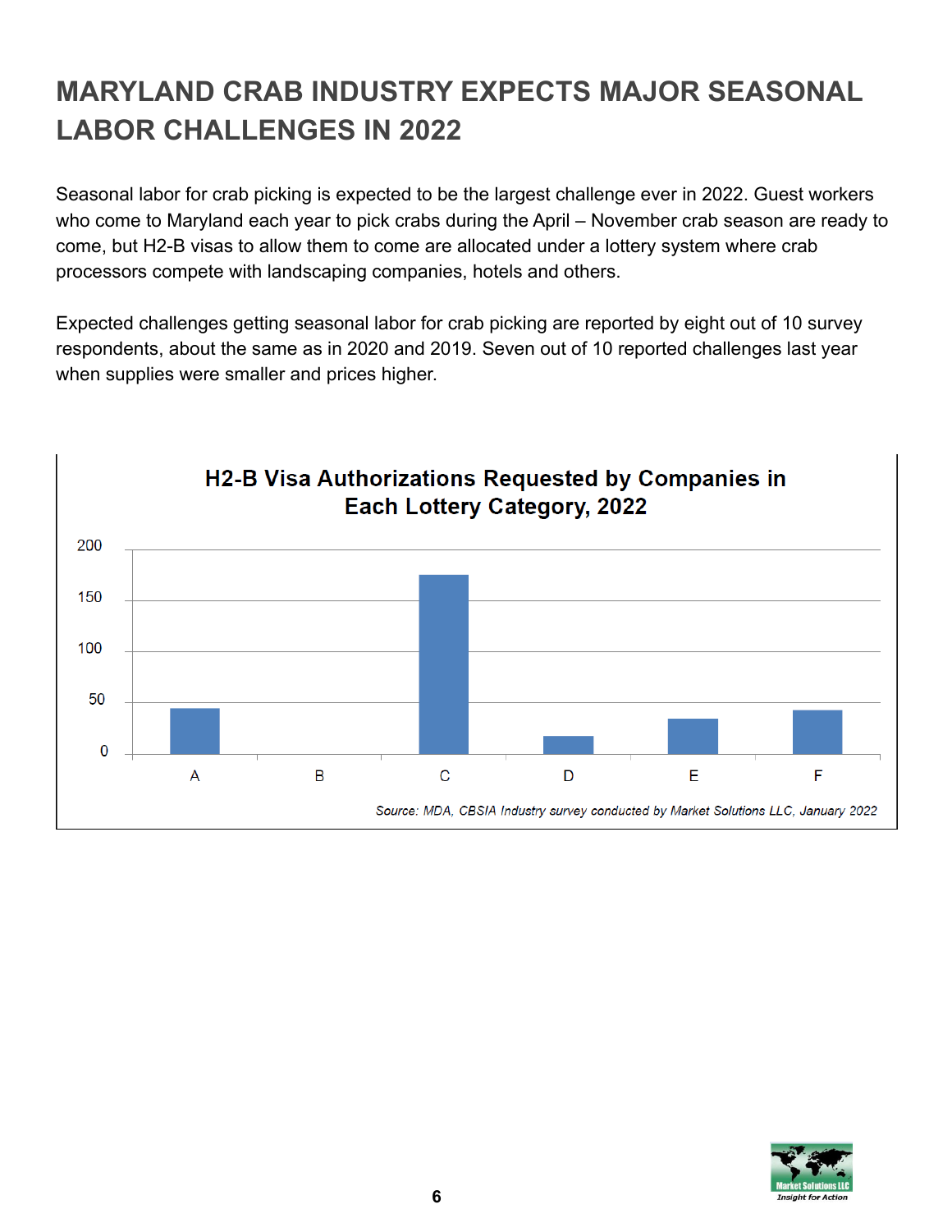# MARYLAND CRAB INDUSTRY EXPECTS MAJOR SEASONAL LABOR CHALLENGES IN 2022

Seasonal labor for crab picking is expected to be the largest challenge ever in 2022. Guest workers who come to Maryland each year to pick crabs during the April – November crab season are ready to come, but H2-B visas to allow them to come are allocated under a lottery system where crab processors compete with landscaping companies, hotels and others.

Expected challenges getting seasonal labor for crab picking are reported by eight out of 10 survey respondents, about the same as in 2020 and 2019. Seven out of 10 reported challenges last year when supplies were smaller and prices higher.

H2-B Visa Authorizations Requested by Companies in Each Lottery Category, 2022

200
150
100
50
0

A
B
C
D
E
F

*Source: MDA, CBSIA Industry survey conducted by Market Solutions LLC, January 2022*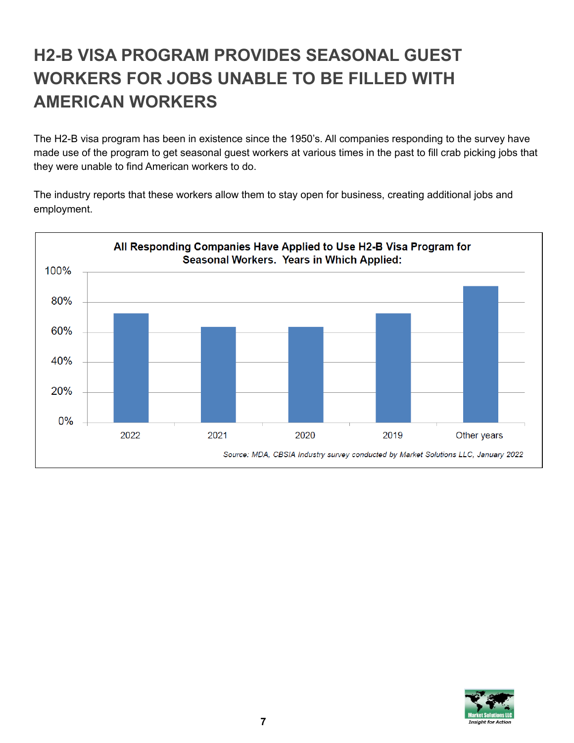# H2-B VISA PROGRAM PROVIDES SEASONAL GUEST WORKERS FOR JOBS UNABLE TO BE FILLED WITH AMERICAN WORKERS

The H2-B visa program has been in existence since the 1950's. All companies responding to the survey have made use of the program to get seasonal guest workers at various times in the past to fill crab picking jobs that they were unable to find American workers to do.

The industry reports that these workers allow them to stay open for business, creating additional jobs and employment.

**All Responding Companies Have Applied to Use H2-B Visa Program for Seasonal Workers. Years in Which Applied:**

100%
80%
60%
40%
20%
0%

2022
2021
2020
2019
Other years

*Source: MDA, CBSIA Industry survey conducted by Market Solutions LLC, January 2022*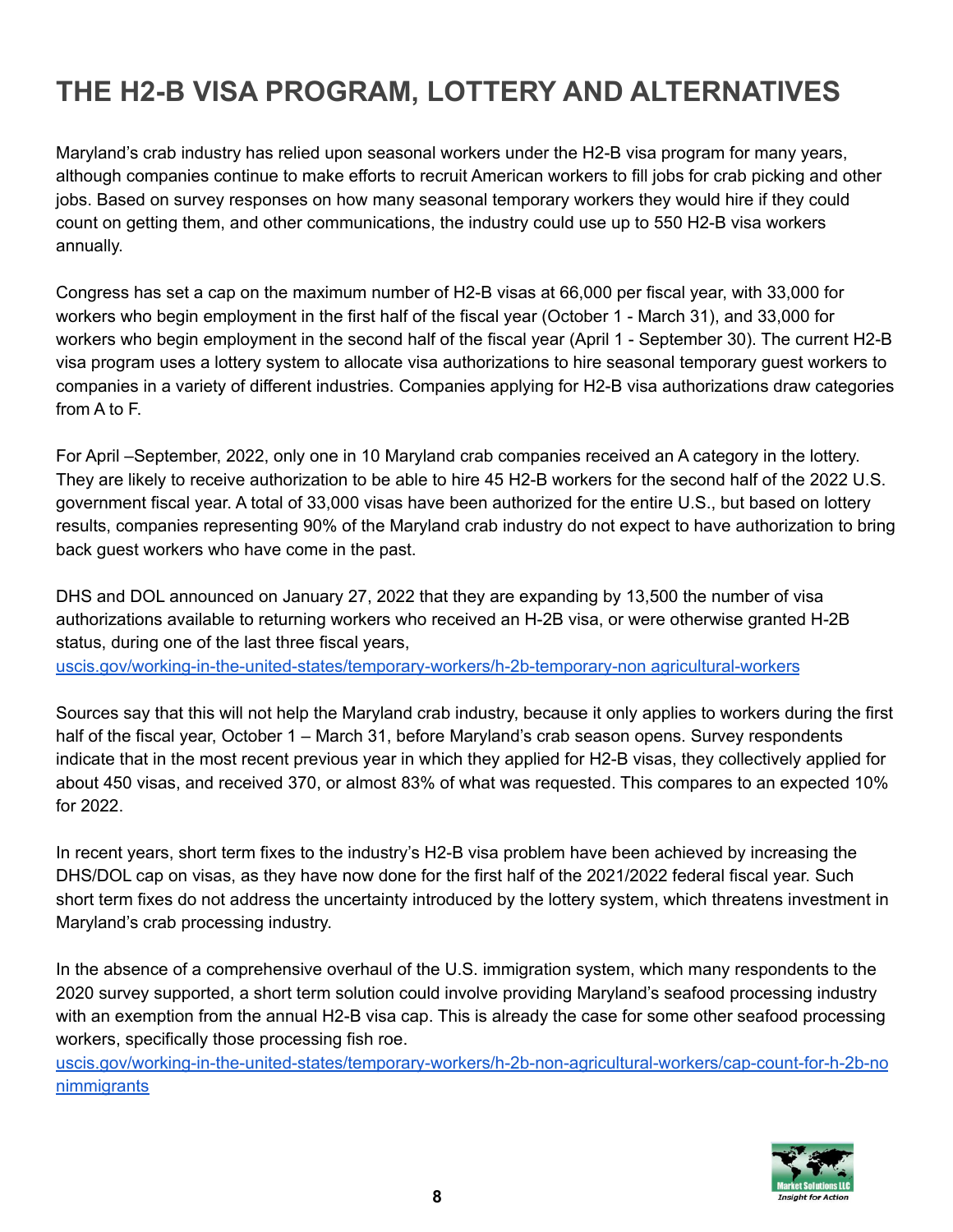# THE H2-B VISA PROGRAM, LOTTERY AND ALTERNATIVES

Maryland's crab industry has relied upon seasonal workers under the H2-B visa program for many years, although companies continue to make efforts to recruit American workers to fill jobs for crab picking and other jobs. Based on survey responses on how many seasonal temporary workers they would hire if they could count on getting them, and other communications, the industry could use up to 550 H2-B visa workers annually.

Congress has set a cap on the maximum number of H2-B visas at 66,000 per fiscal year, with 33,000 for workers who begin employment in the first half of the fiscal year (October 1 - March 31), and 33,000 for workers who begin employment in the second half of the fiscal year (April 1 - September 30). The current H2-B visa program uses a lottery system to allocate visa authorizations to hire seasonal temporary guest workers to companies in a variety of different industries. Companies applying for H2-B visa authorizations draw categories from A to F.

For April –September, 2022, only one in 10 Maryland crab companies received an A category in the lottery. They are likely to receive authorization to be able to hire 45 H2-B workers for the second half of the 2022 U.S. government fiscal year. A total of 33,000 visas have been authorized for the entire U.S., but based on lottery results, companies representing 90% of the Maryland crab industry do not expect to have authorization to bring back guest workers who have come in the past.

DHS and DOL announced on January 27, 2022 that they are expanding by 13,500 the number of visa authorizations available to returning workers who received an H-2B visa, or were otherwise granted H-2B status, during one of the last three fiscal years,
[uscis.gov/working-in-the-united-states/temporary-workers/h-2b-temporary-non agricultural-workers](uscis.gov/working-in-the-united-states/temporary-workers/h-2b-temporary-non agricultural-workers)

Sources say that this will not help the Maryland crab industry, because it only applies to workers during the first half of the fiscal year, October 1 – March 31, before Maryland's crab season opens. Survey respondents indicate that in the most recent previous year in which they applied for H2-B visas, they collectively applied for about 450 visas, and received 370, or almost 83% of what was requested. This compares to an expected 10% for 2022.

In recent years, short term fixes to the industry's H2-B visa problem have been achieved by increasing the DHS/DOL cap on visas, as they have now done for the first half of the 2021/2022 federal fiscal year. Such short term fixes do not address the uncertainty introduced by the lottery system, which threatens investment in Maryland's crab processing industry.

In the absence of a comprehensive overhaul of the U.S. immigration system, which many respondents to the 2020 survey supported, a short term solution could involve providing Maryland's seafood processing industry with an exemption from the annual H2-B visa cap. This is already the case for some other seafood processing workers, specifically those processing fish roe.
[uscis.gov/working-in-the-united-states/temporary-workers/h-2b-non-agricultural-workers/cap-count-for-h-2b-nonimmigrants](uscis.gov/working-in-the-united-states/temporary-workers/h-2b-non-agricultural-workers/cap-count-for-h-2b-nonimmigrants)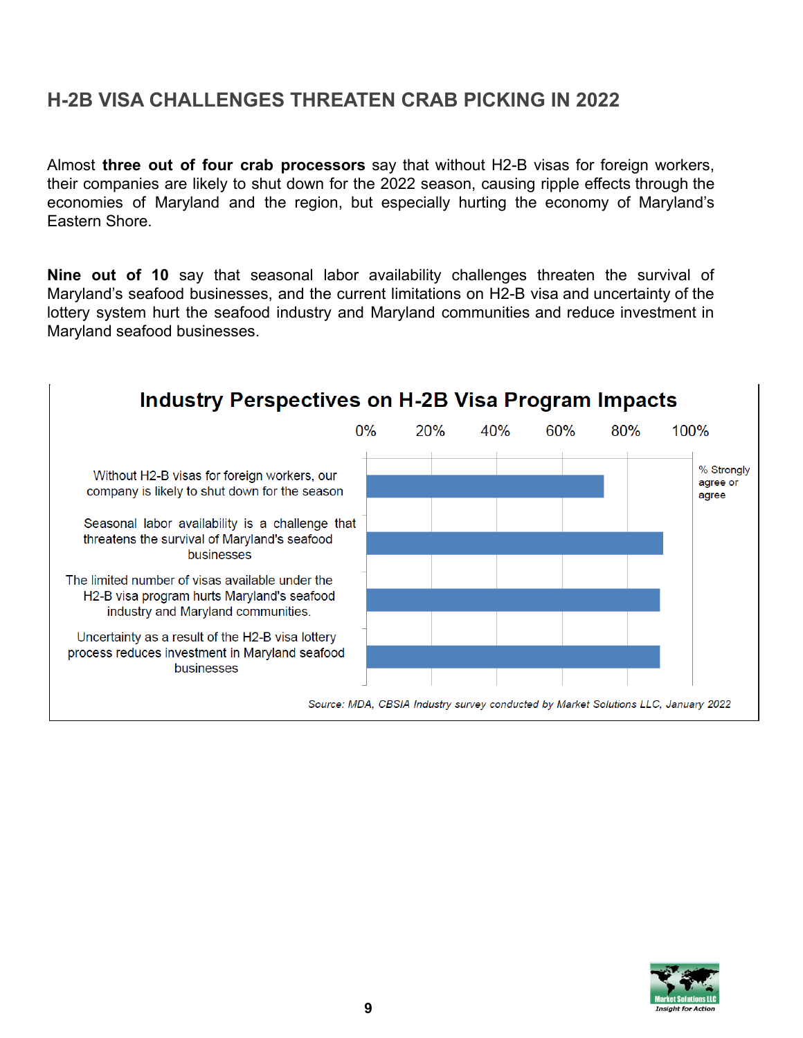## H-2B VISA CHALLENGES THREATEN CRAB PICKING IN 2022

Almost **three out of four crab processors** say that without H2-B visas for foreign workers, their companies are likely to shut down for the 2022 season, causing ripple effects through the economies of Maryland and the region, but especially hurting the economy of Maryland's Eastern Shore.

**Nine out of 10** say that seasonal labor availability challenges threaten the survival of Maryland's seafood businesses, and the current limitations on H2-B visa and uncertainty of the lottery system hurt the seafood industry and Maryland communities and reduce investment in Maryland seafood businesses.

Industry Perspectives on H-2B Visa Program Impacts

0% 20% 40% 60% 80% 100%

% Strongly agree or agree

Without H2-B visas for foreign workers, our company is likely to shut down for the season

Seasonal labor availability is a challenge that threatens the survival of Maryland's seafood businesses

The limited number of visas available under the H2-B visa program hurts Maryland's seafood industry and Maryland communities.

Uncertainty as a result of the H2-B visa lottery process reduces investment in Maryland seafood businesses

*Source: MDA, CBSIA Industry survey conducted by Market Solutions LLC, January 2022*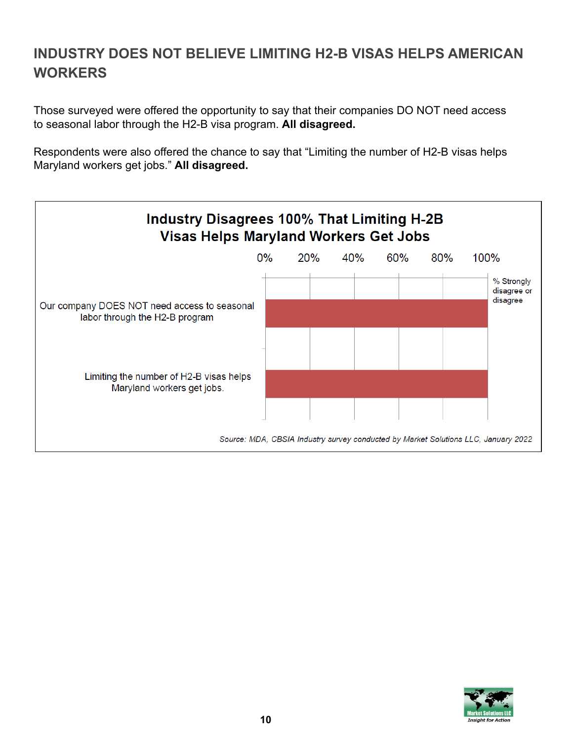## INDUSTRY DOES NOT BELIEVE LIMITING H2-B VISAS HELPS AMERICAN WORKERS

Those surveyed were offered the opportunity to say that their companies DO NOT need access to seasonal labor through the H2-B visa program. **All disagreed.**

Respondents were also offered the chance to say that "Limiting the number of H2-B visas helps Maryland workers get jobs." **All disagreed.**

**Industry Disagrees 100% That Limiting H-2B Visas Helps Maryland Workers Get Jobs**

| Statement | % Strongly disagree or disagree |
| --- | --- |
| Our company DOES NOT need access to seasonal labor through the H2-B program | 100% |
| Limiting the number of H2-B visas helps Maryland workers get jobs. | 100% |

*Source: MDA, CBSIA Industry survey conducted by Market Solutions LLC, January 2022*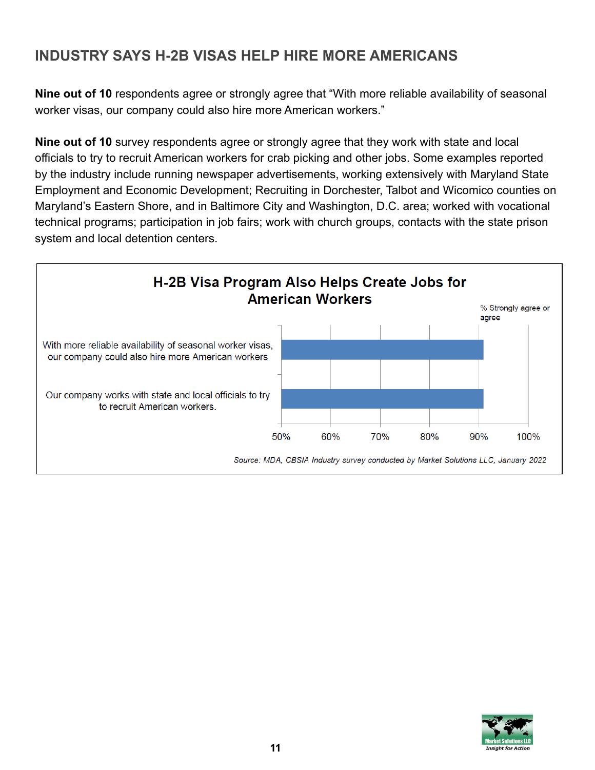## INDUSTRY SAYS H-2B VISAS HELP HIRE MORE AMERICANS

**Nine out of 10** respondents agree or strongly agree that "With more reliable availability of seasonal worker visas, our company could also hire more American workers."

**Nine out of 10** survey respondents agree or strongly agree that they work with state and local officials to try to recruit American workers for crab picking and other jobs. Some examples reported by the industry include running newspaper advertisements, working extensively with Maryland State Employment and Economic Development; Recruiting in Dorchester, Talbot and Wicomico counties on Maryland's Eastern Shore, and in Baltimore City and Washington, D.C. area; worked with vocational technical programs; participation in job fairs; work with church groups, contacts with the state prison system and local detention centers.

**H-2B Visa Program Also Helps Create Jobs for American Workers**

% Strongly agree or agree

With more reliable availability of seasonal worker visas, our company could also hire more American workers

Our company works with state and local officials to try to recruit American workers.

50% 60% 70% 80% 90% 100%

*Source: MDA, CBSIA Industry survey conducted by Market Solutions LLC, January 2022*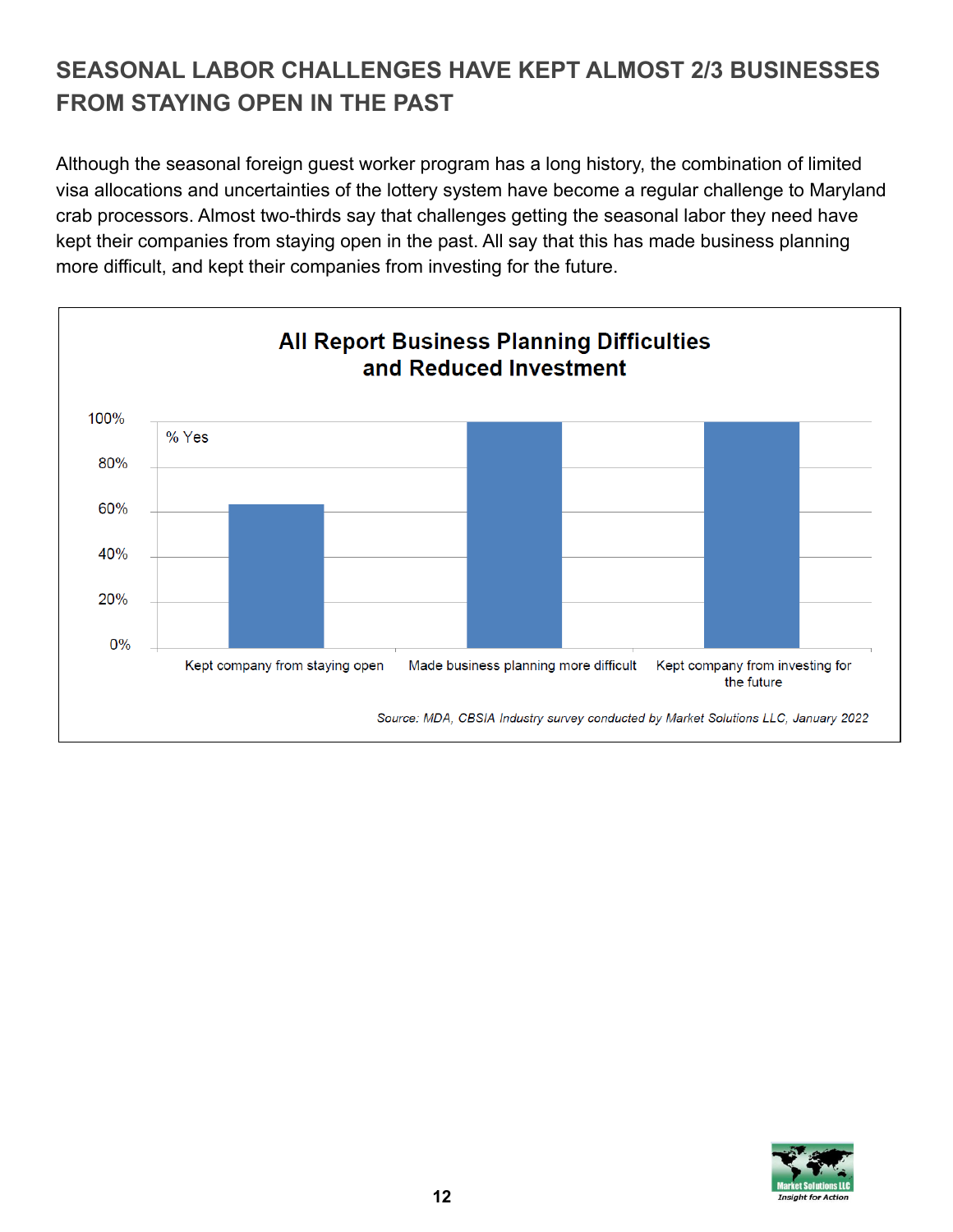## SEASONAL LABOR CHALLENGES HAVE KEPT ALMOST 2/3 BUSINESSES FROM STAYING OPEN IN THE PAST

Although the seasonal foreign guest worker program has a long history, the combination of limited visa allocations and uncertainties of the lottery system have become a regular challenge to Maryland crab processors. Almost two-thirds say that challenges getting the seasonal labor they need have kept their companies from staying open in the past. All say that this has made business planning more difficult, and kept their companies from investing for the future.

**All Report Business Planning Difficulties and Reduced Investment**

% Yes

100%
80%
60%
40%
20%
0%

Kept company from staying open
Made business planning more difficult
Kept company from investing for the future

*Source: MDA, CBSIA Industry survey conducted by Market Solutions LLC, January 2022*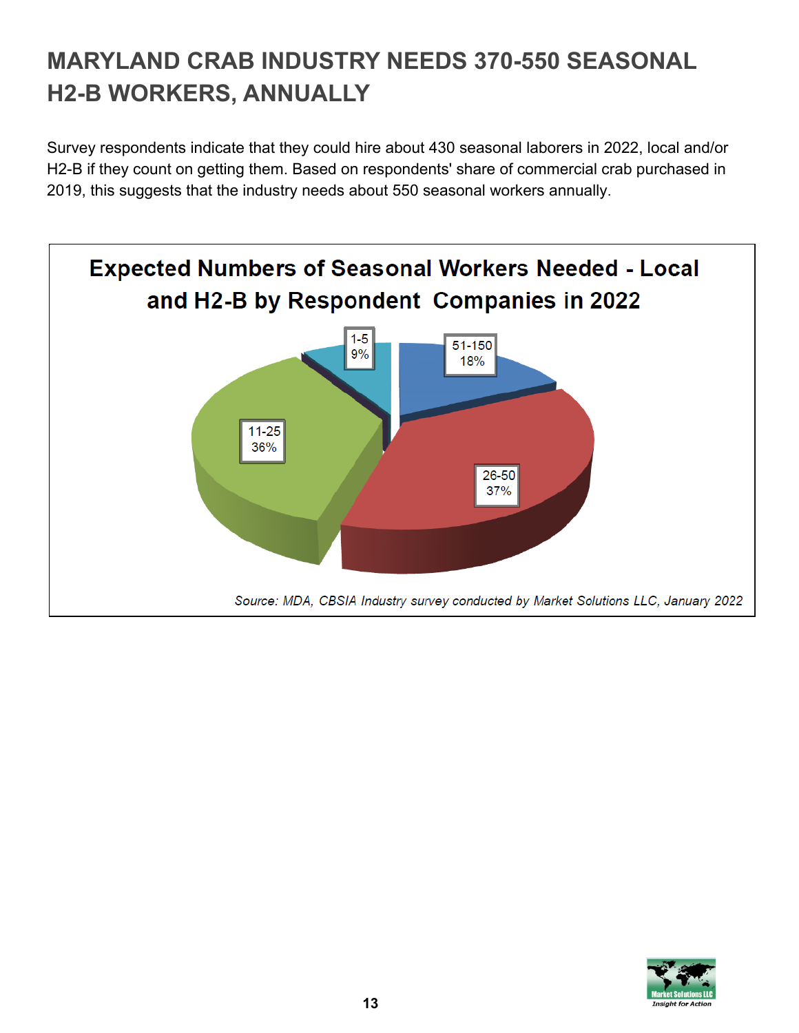# MARYLAND CRAB INDUSTRY NEEDS 370-550 SEASONAL H2-B WORKERS, ANNUALLY

Survey respondents indicate that they could hire about 430 seasonal laborers in 2022, local and/or H2-B if they count on getting them. Based on respondents' share of commercial crab purchased in 2019, this suggests that the industry needs about 550 seasonal workers annually.

**Expected Numbers of Seasonal Workers Needed - Local and H2-B by Respondent Companies in 2022**

1-5
9%

51-150
18%

11-25
36%

26-50
37%

*Source: MDA, CBSIA Industry survey conducted by Market Solutions LLC, January 2022*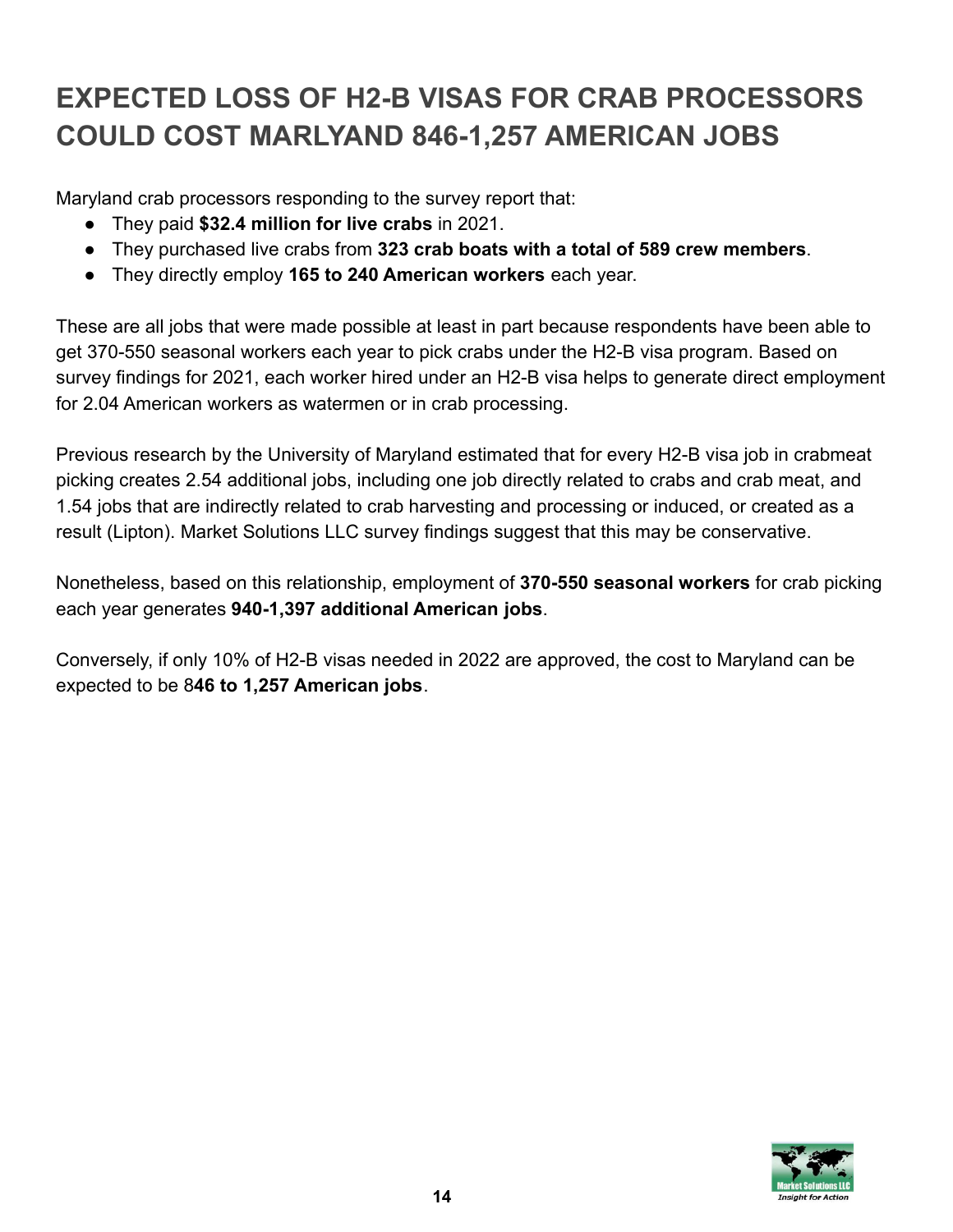# EXPECTED LOSS OF H2-B VISAS FOR CRAB PROCESSORS COULD COST MARLYAND 846-1,257 AMERICAN JOBS

Maryland crab processors responding to the survey report that:

- They paid **$32.4 million for live crabs** in 2021.
- They purchased live crabs from **323 crab boats with a total of 589 crew members**.
- They directly employ **165 to 240 American workers** each year.

These are all jobs that were made possible at least in part because respondents have been able to get 370-550 seasonal workers each year to pick crabs under the H2-B visa program. Based on survey findings for 2021, each worker hired under an H2-B visa helps to generate direct employment for 2.04 American workers as watermen or in crab processing.

Previous research by the University of Maryland estimated that for every H2-B visa job in crabmeat picking creates 2.54 additional jobs, including one job directly related to crabs and crab meat, and 1.54 jobs that are indirectly related to crab harvesting and processing or induced, or created as a result (Lipton). Market Solutions LLC survey findings suggest that this may be conservative.

Nonetheless, based on this relationship, employment of **370-550 seasonal workers** for crab picking each year generates **940-1,397 additional American jobs**.

Conversely, if only 10% of H2-B visas needed in 2022 are approved, the cost to Maryland can be expected to be 8**46 to 1,257 American jobs**.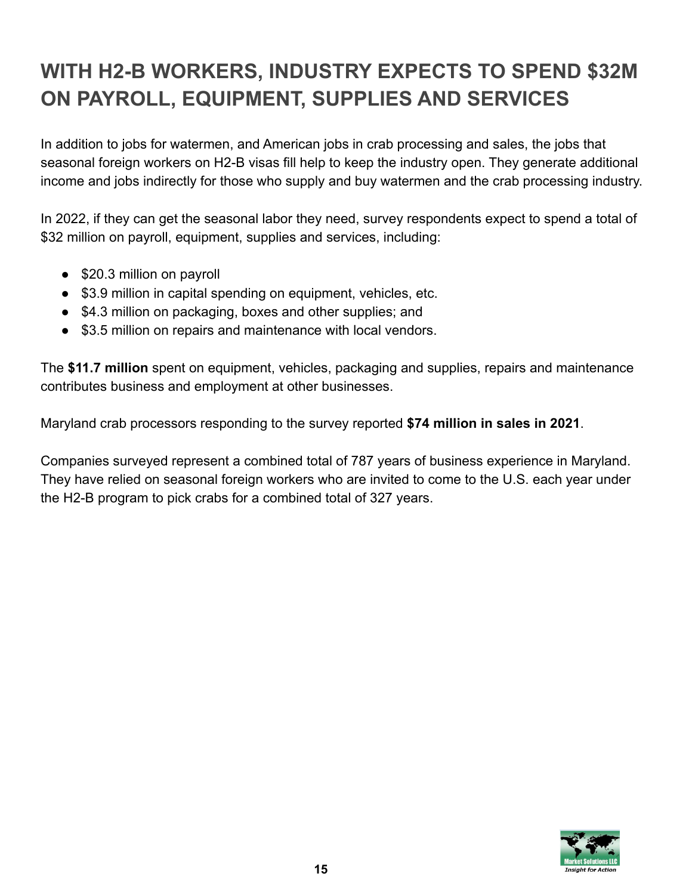# WITH H2-B WORKERS, INDUSTRY EXPECTS TO SPEND $32M ON PAYROLL, EQUIPMENT, SUPPLIES AND SERVICES

In addition to jobs for watermen, and American jobs in crab processing and sales, the jobs that seasonal foreign workers on H2-B visas fill help to keep the industry open. They generate additional income and jobs indirectly for those who supply and buy watermen and the crab processing industry.

In 2022, if they can get the seasonal labor they need, survey respondents expect to spend a total of $32 million on payroll, equipment, supplies and services, including:

- $20.3 million on payroll
- $3.9 million in capital spending on equipment, vehicles, etc.
- $4.3 million on packaging, boxes and other supplies; and
- $3.5 million on repairs and maintenance with local vendors.

The **$11.7 million** spent on equipment, vehicles, packaging and supplies, repairs and maintenance contributes business and employment at other businesses.

Maryland crab processors responding to the survey reported **$74 million in sales in 2021**.

Companies surveyed represent a combined total of 787 years of business experience in Maryland. They have relied on seasonal foreign workers who are invited to come to the U.S. each year under the H2-B program to pick crabs for a combined total of 327 years.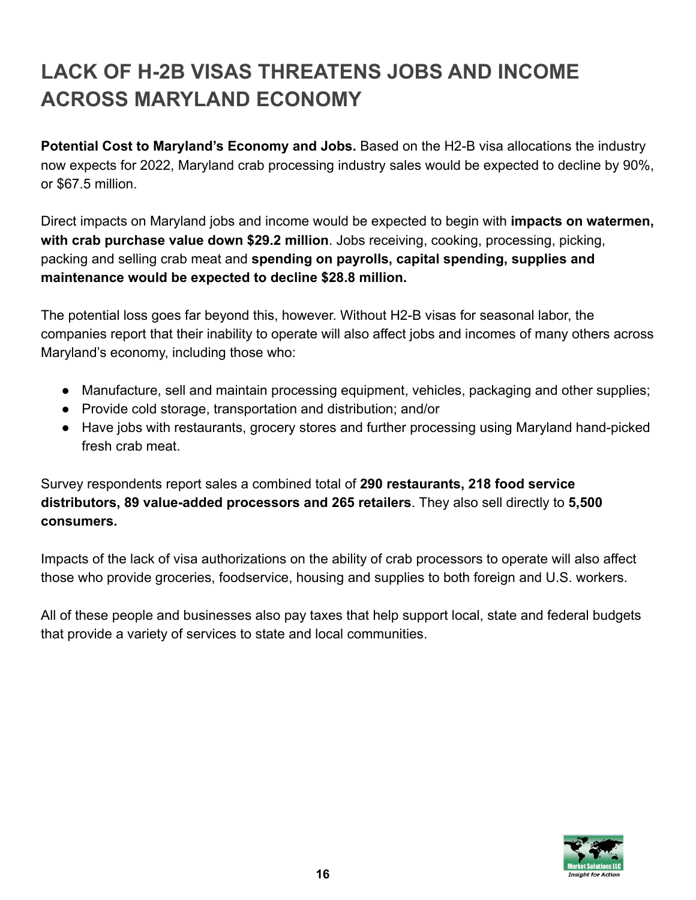# LACK OF H-2B VISAS THREATENS JOBS AND INCOME ACROSS MARYLAND ECONOMY

**Potential Cost to Maryland's Economy and Jobs.** Based on the H2-B visa allocations the industry now expects for 2022, Maryland crab processing industry sales would be expected to decline by 90%, or $67.5 million.

Direct impacts on Maryland jobs and income would be expected to begin with **impacts on watermen, with crab purchase value down $29.2 million**. Jobs receiving, cooking, processing, picking, packing and selling crab meat and **spending on payrolls, capital spending, supplies and maintenance would be expected to decline $28.8 million.**

The potential loss goes far beyond this, however. Without H2-B visas for seasonal labor, the companies report that their inability to operate will also affect jobs and incomes of many others across Maryland's economy, including those who:

- Manufacture, sell and maintain processing equipment, vehicles, packaging and other supplies;
- Provide cold storage, transportation and distribution; and/or
- Have jobs with restaurants, grocery stores and further processing using Maryland hand-picked fresh crab meat.

Survey respondents report sales a combined total of **290 restaurants, 218 food service distributors, 89 value-added processors and 265 retailers**. They also sell directly to **5,500 consumers.**

Impacts of the lack of visa authorizations on the ability of crab processors to operate will also affect those who provide groceries, foodservice, housing and supplies to both foreign and U.S. workers.

All of these people and businesses also pay taxes that help support local, state and federal budgets that provide a variety of services to state and local communities.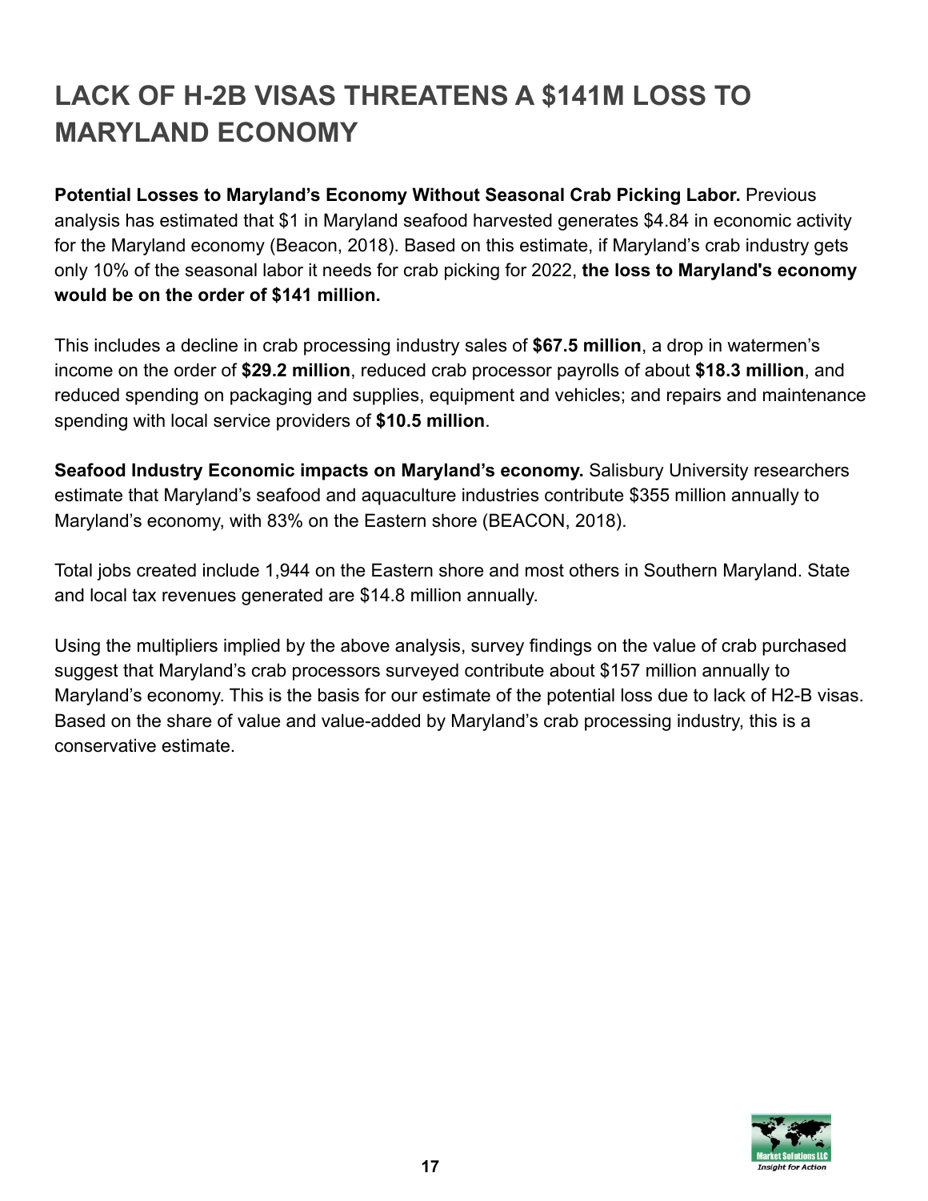# LACK OF H-2B VISAS THREATENS A $141M LOSS TO MARYLAND ECONOMY

**Potential Losses to Maryland's Economy Without Seasonal Crab Picking Labor.** Previous analysis has estimated that $1 in Maryland seafood harvested generates $4.84 in economic activity for the Maryland economy (Beacon, 2018). Based on this estimate, if Maryland's crab industry gets only 10% of the seasonal labor it needs for crab picking for 2022, **the loss to Maryland's economy would be on the order of $141 million.**

This includes a decline in crab processing industry sales of **$67.5 million**, a drop in watermen's income on the order of **$29.2 million**, reduced crab processor payrolls of about **$18.3 million**, and reduced spending on packaging and supplies, equipment and vehicles; and repairs and maintenance spending with local service providers of **$10.5 million**.

**Seafood Industry Economic impacts on Maryland's economy.** Salisbury University researchers estimate that Maryland's seafood and aquaculture industries contribute $355 million annually to Maryland's economy, with 83% on the Eastern shore (BEACON, 2018).

Total jobs created include 1,944 on the Eastern shore and most others in Southern Maryland. State and local tax revenues generated are $14.8 million annually.

Using the multipliers implied by the above analysis, survey findings on the value of crab purchased suggest that Maryland's crab processors surveyed contribute about $157 million annually to Maryland's economy. This is the basis for our estimate of the potential loss due to lack of H2-B visas. Based on the share of value and value-added by Maryland's crab processing industry, this is a conservative estimate.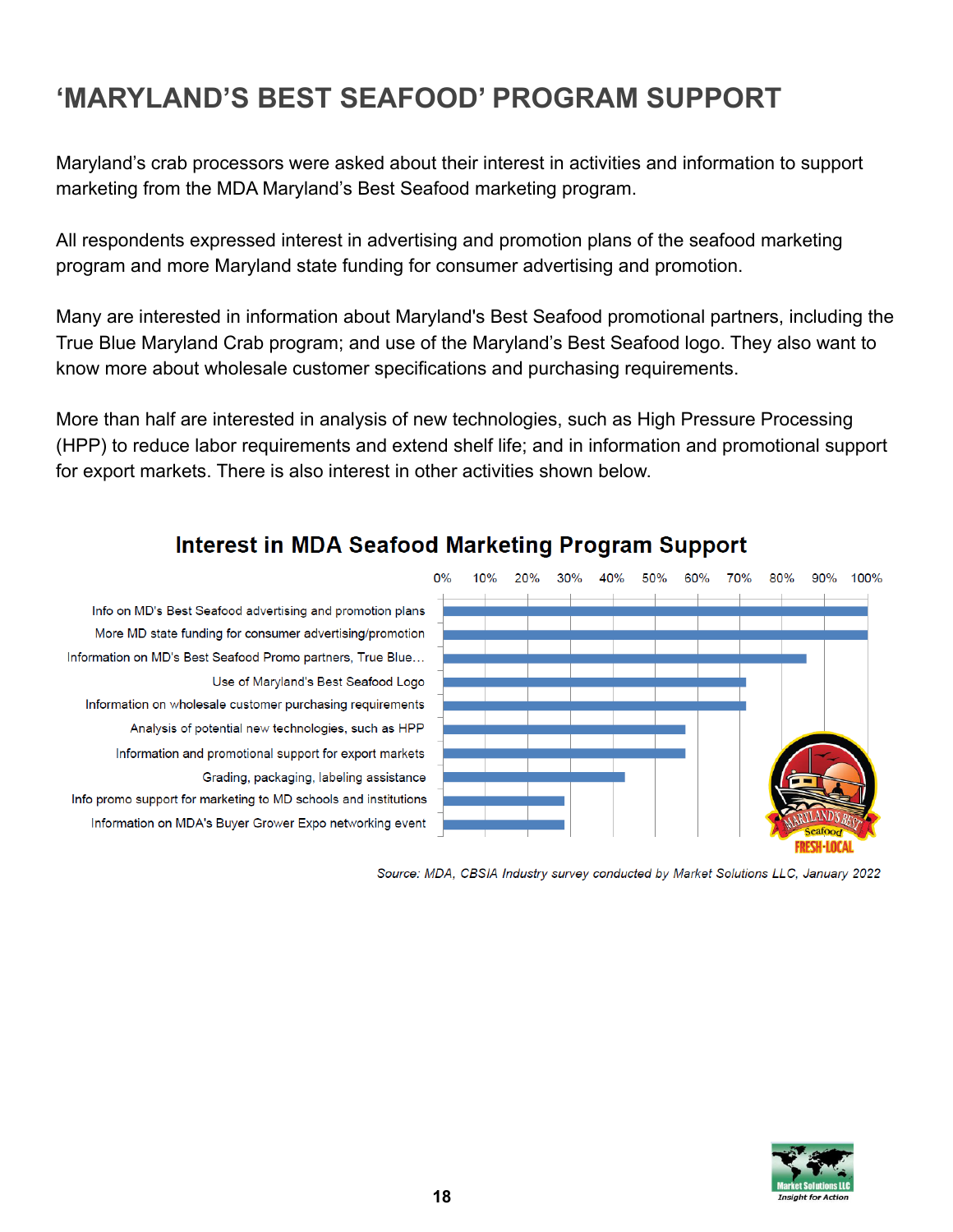# 'MARYLAND'S BEST SEAFOOD' PROGRAM SUPPORT

Maryland's crab processors were asked about their interest in activities and information to support marketing from the MDA Maryland's Best Seafood marketing program.

All respondents expressed interest in advertising and promotion plans of the seafood marketing program and more Maryland state funding for consumer advertising and promotion.

Many are interested in information about Maryland's Best Seafood promotional partners, including the True Blue Maryland Crab program; and use of the Maryland's Best Seafood logo. They also want to know more about wholesale customer specifications and purchasing requirements.

More than half are interested in analysis of new technologies, such as High Pressure Processing (HPP) to reduce labor requirements and extend shelf life; and in information and promotional support for export markets. There is also interest in other activities shown below.

**Interest in MDA Seafood Marketing Program Support**

0% 10% 20% 30% 40% 50% 60% 70% 80% 90% 100%

Info on MD's Best Seafood advertising and promotion plans
More MD state funding for consumer advertising/promotion
Information on MD's Best Seafood Promo partners, True Blue...
Use of Maryland's Best Seafood Logo
Information on wholesale customer purchasing requirements
Analysis of potential new technologies, such as HPP
Information and promotional support for export markets
Grading, packaging, labeling assistance
Info promo support for marketing to MD schools and institutions
Information on MDA's Buyer Grower Expo networking event

MARYLAND'S BEST Seafood FRESH·LOCAL

*Source: MDA, CBSIA Industry survey conducted by Market Solutions LLC, January 2022*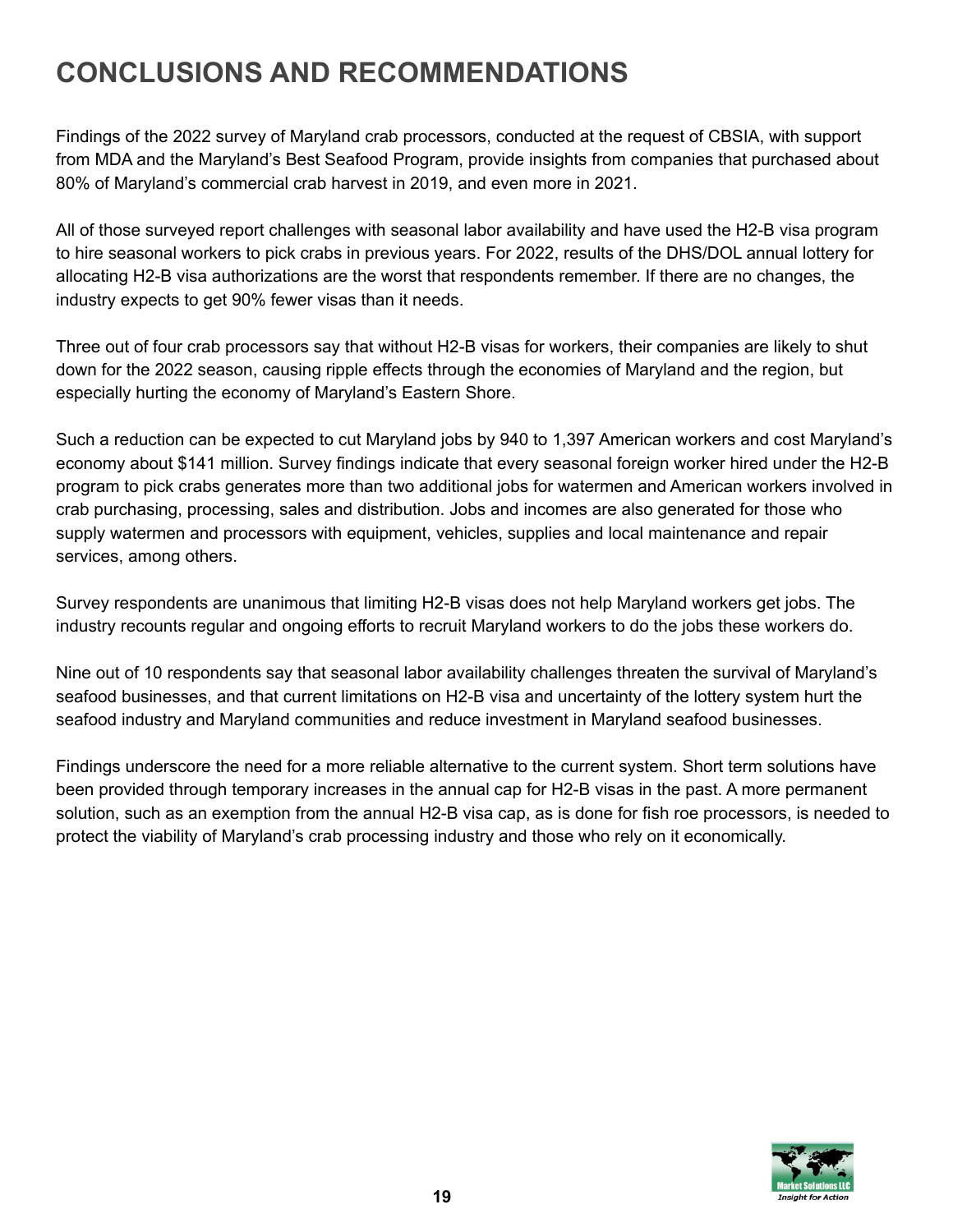# CONCLUSIONS AND RECOMMENDATIONS

Findings of the 2022 survey of Maryland crab processors, conducted at the request of CBSIA, with support from MDA and the Maryland's Best Seafood Program, provide insights from companies that purchased about 80% of Maryland's commercial crab harvest in 2019, and even more in 2021.

All of those surveyed report challenges with seasonal labor availability and have used the H2-B visa program to hire seasonal workers to pick crabs in previous years. For 2022, results of the DHS/DOL annual lottery for allocating H2-B visa authorizations are the worst that respondents remember. If there are no changes, the industry expects to get 90% fewer visas than it needs.

Three out of four crab processors say that without H2-B visas for workers, their companies are likely to shut down for the 2022 season, causing ripple effects through the economies of Maryland and the region, but especially hurting the economy of Maryland's Eastern Shore.

Such a reduction can be expected to cut Maryland jobs by 940 to 1,397 American workers and cost Maryland's economy about $141 million. Survey findings indicate that every seasonal foreign worker hired under the H2-B program to pick crabs generates more than two additional jobs for watermen and American workers involved in crab purchasing, processing, sales and distribution. Jobs and incomes are also generated for those who supply watermen and processors with equipment, vehicles, supplies and local maintenance and repair services, among others.

Survey respondents are unanimous that limiting H2-B visas does not help Maryland workers get jobs. The industry recounts regular and ongoing efforts to recruit Maryland workers to do the jobs these workers do.

Nine out of 10 respondents say that seasonal labor availability challenges threaten the survival of Maryland's seafood businesses, and that current limitations on H2-B visa and uncertainty of the lottery system hurt the seafood industry and Maryland communities and reduce investment in Maryland seafood businesses.

Findings underscore the need for a more reliable alternative to the current system. Short term solutions have been provided through temporary increases in the annual cap for H2-B visas in the past. A more permanent solution, such as an exemption from the annual H2-B visa cap, as is done for fish roe processors, is needed to protect the viability of Maryland's crab processing industry and those who rely on it economically.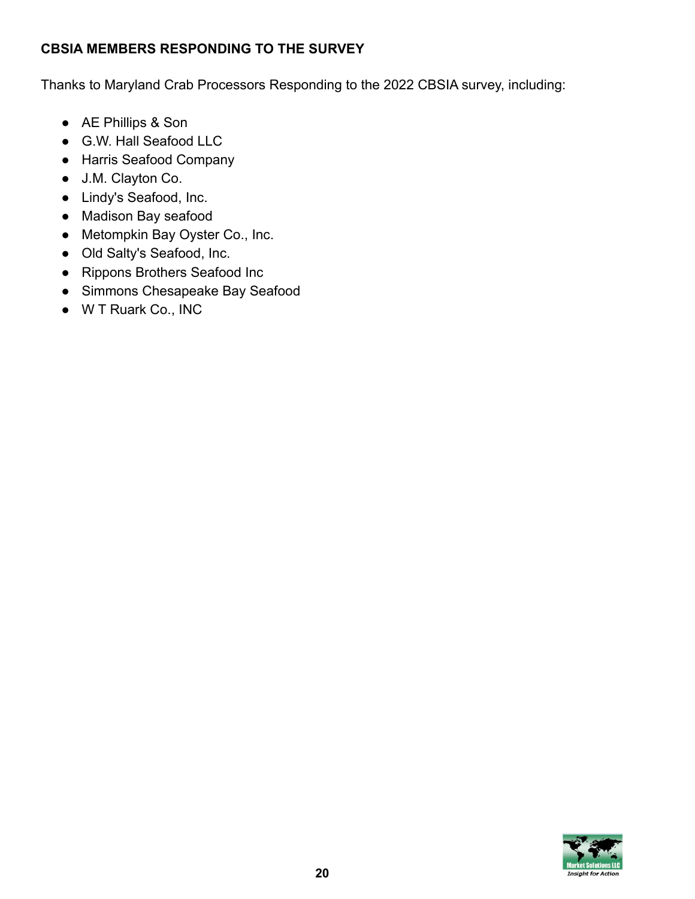## CBSIA MEMBERS RESPONDING TO THE SURVEY

Thanks to Maryland Crab Processors Responding to the 2022 CBSIA survey, including:

- AE Phillips & Son
- G.W. Hall Seafood LLC
- Harris Seafood Company
- J.M. Clayton Co.
- Lindy's Seafood, Inc.
- Madison Bay seafood
- Metompkin Bay Oyster Co., Inc.
- Old Salty's Seafood, Inc.
- Rippons Brothers Seafood Inc
- Simmons Chesapeake Bay Seafood
- W T Ruark Co., INC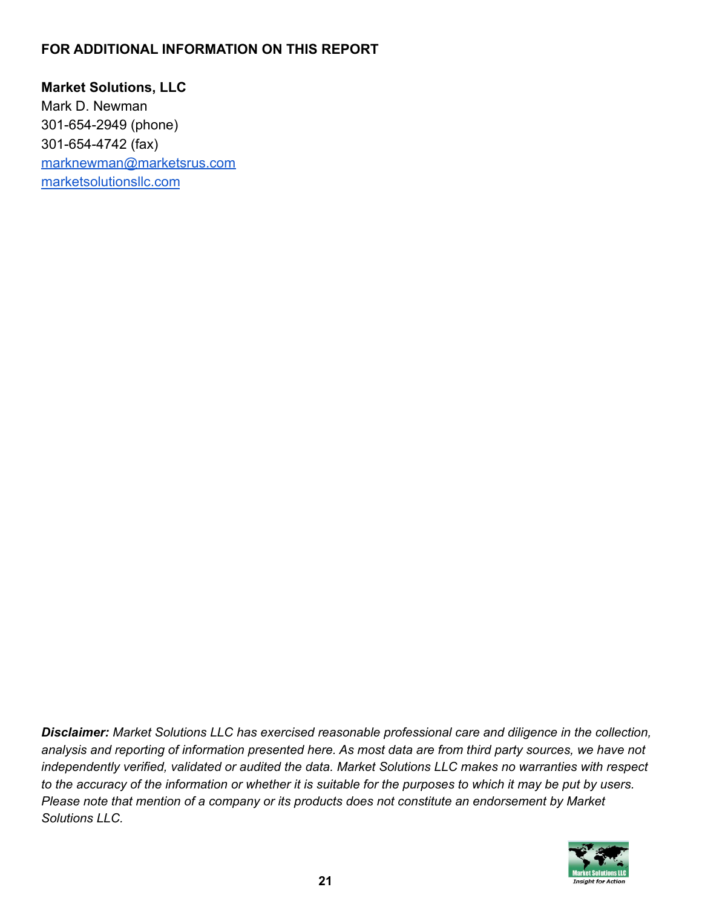**FOR ADDITIONAL INFORMATION ON THIS REPORT**

**Market Solutions, LLC**
Mark D. Newman
301-654-2949 (phone)
301-654-4742 (fax)
marknewman@marketsrus.com
marketsolutionsllc.com

***Disclaimer:*** *Market Solutions LLC has exercised reasonable professional care and diligence in the collection, analysis and reporting of information presented here. As most data are from third party sources, we have not independently verified, validated or audited the data. Market Solutions LLC makes no warranties with respect to the accuracy of the information or whether it is suitable for the purposes to which it may be put by users. Please note that mention of a company or its products does not constitute an endorsement by Market Solutions LLC.*